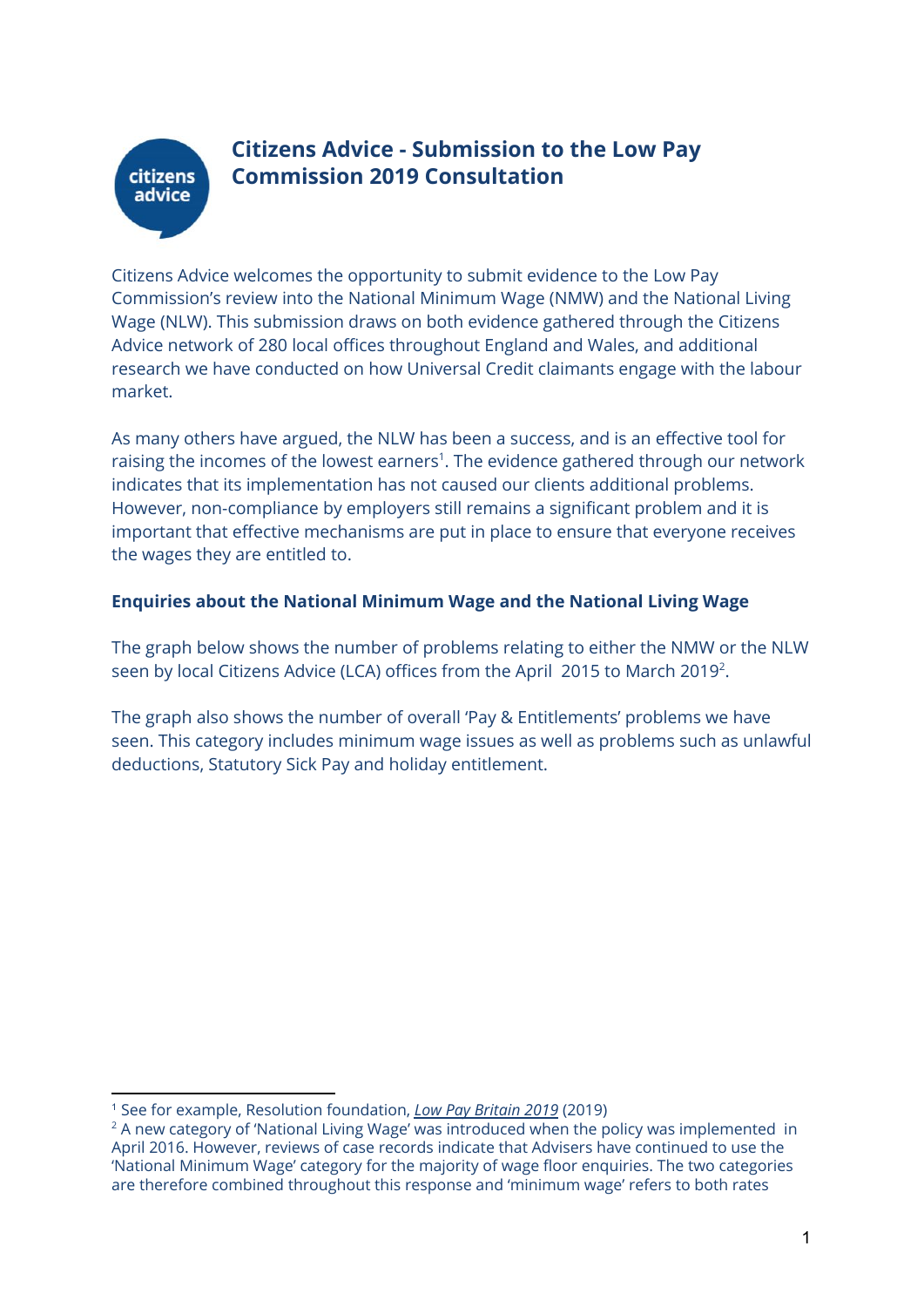# Citizens Advice - Submission to the Low Pay Commission 2019 Consultation

Citizens Advice welcomes the opportunity to submit evidence to the Low Pay Commission's review into the National Minimum Wage (NMW) and the National Living Wage (NLW). This submission draws on both evidence gathered through the Citizens Advice network of 280 local offices throughout England and Wales, and additional research we have conducted on how Universal Credit claimants engage with the labour market.

As many others have argued, the NLW has been a success, and is an effective tool for raising the incomes of the lowest earners[1]. The evidence gathered through our network indicates that its implementation has not caused our clients additional problems. However, non-compliance by employers still remains a significant problem and it is important that effective mechanisms are put in place to ensure that everyone receives the wages they are entitled to.

### Enquiries about the National Minimum Wage and the National Living Wage

The graph below shows the number of problems relating to either the NMW or the NLW seen by local Citizens Advice (LCA) offices from the April 2015 to March 2019[2].

The graph also shows the number of overall 'Pay & Entitlements' problems we have seen. This category includes minimum wage issues as well as problems such as unlawful deductions, Statutory Sick Pay and holiday entitlement.

---

[1] See for example, Resolution foundation, *Low Pay Britain 2019* (2019)

[2] A new category of 'National Living Wage' was introduced when the policy was implemented in April 2016. However, reviews of case records indicate that Advisers have continued to use the 'National Minimum Wage' category for the majority of wage floor enquiries. The two categories are therefore combined throughout this response and 'minimum wage' refers to both rates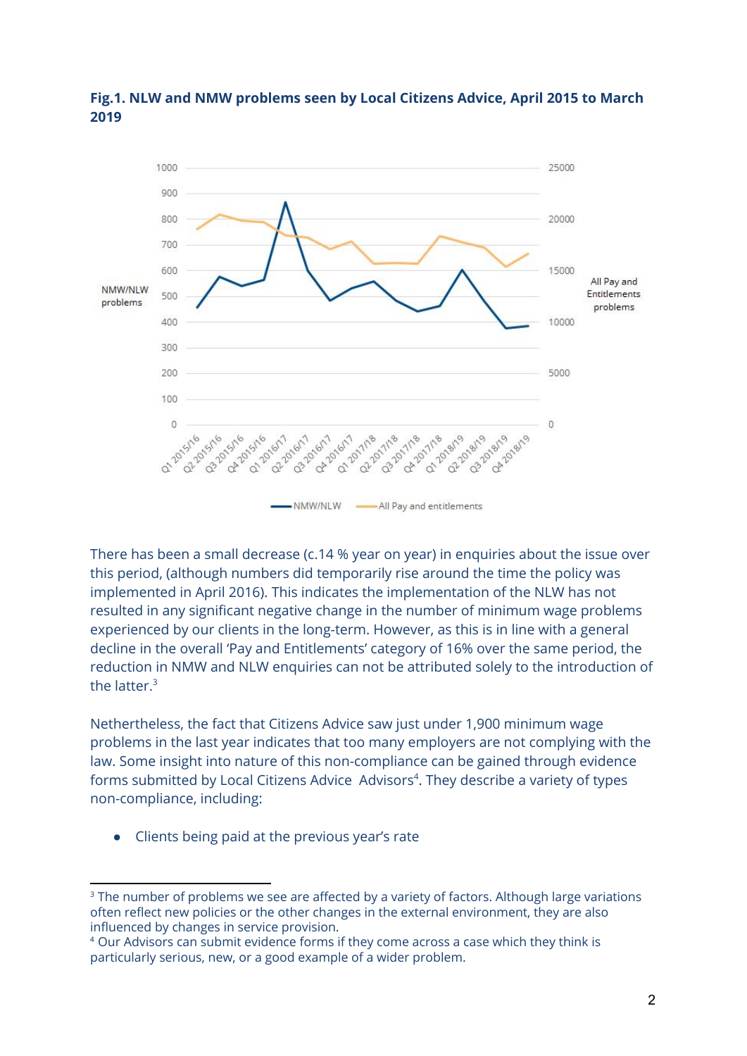**Fig.1. NLW and NMW problems seen by Local Citizens Advice, April 2015 to March 2019**

There has been a small decrease (c.14 % year on year) in enquiries about the issue over this period, (although numbers did temporarily rise around the time the policy was implemented in April 2016). This indicates the implementation of the NLW has not resulted in any significant negative change in the number of minimum wage problems experienced by our clients in the long-term. However, as this is in line with a general decline in the overall 'Pay and Entitlements' category of 16% over the same period, the reduction in NMW and NLW enquiries can not be attributed solely to the introduction of the latter.[3]

Netherthless, the fact that Citizens Advice saw just under 1,900 minimum wage problems in the last year indicates that too many employers are not complying with the law. Some insight into nature of this non-compliance can be gained through evidence forms submitted by Local Citizens Advice Advisors[4]. They describe a variety of types non-compliance, including:

- Clients being paid at the previous year's rate

---

[3] The number of problems we see are affected by a variety of factors. Although large variations often reflect new policies or the other changes in the external environment, they are also influenced by changes in service provision.

[4] Our Advisors can submit evidence forms if they come across a case which they think is particularly serious, new, or a good example of a wider problem.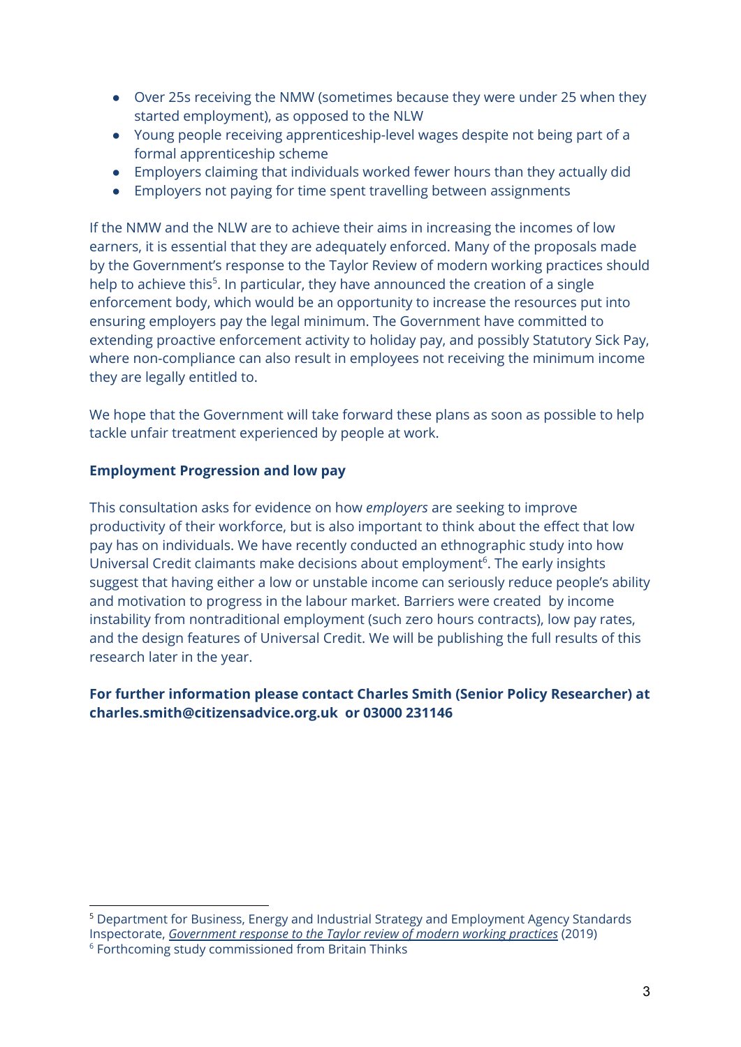- Over 25s receiving the NMW (sometimes because they were under 25 when they started employment), as opposed to the NLW
- Young people receiving apprenticeship-level wages despite not being part of a formal apprenticeship scheme
- Employers claiming that individuals worked fewer hours than they actually did
- Employers not paying for time spent travelling between assignments

If the NMW and the NLW are to achieve their aims in increasing the incomes of low earners, it is essential that they are adequately enforced. Many of the proposals made by the Government's response to the Taylor Review of modern working practices should help to achieve this[5]. In particular, they have announced the creation of a single enforcement body, which would be an opportunity to increase the resources put into ensuring employers pay the legal minimum. The Government have committed to extending proactive enforcement activity to holiday pay, and possibly Statutory Sick Pay, where non-compliance can also result in employees not receiving the minimum income they are legally entitled to.

We hope that the Government will take forward these plans as soon as possible to help tackle unfair treatment experienced by people at work.

**Employment Progression and low pay**

This consultation asks for evidence on how *employers* are seeking to improve productivity of their workforce, but is also important to think about the effect that low pay has on individuals. We have recently conducted an ethnographic study into how Universal Credit claimants make decisions about employment[6]. The early insights suggest that having either a low or unstable income can seriously reduce people's ability and motivation to progress in the labour market. Barriers were created by income instability from nontraditional employment (such zero hours contracts), low pay rates, and the design features of Universal Credit. We will be publishing the full results of this research later in the year.

**For further information please contact Charles Smith (Senior Policy Researcher) at charles.smith@citizensadvice.org.uk or 03000 231146**

[5] Department for Business, Energy and Industrial Strategy and Employment Agency Standards Inspectorate, *Government response to the Taylor review of modern working practices* (2019)

[6] Forthcoming study commissioned from Britain Thinks